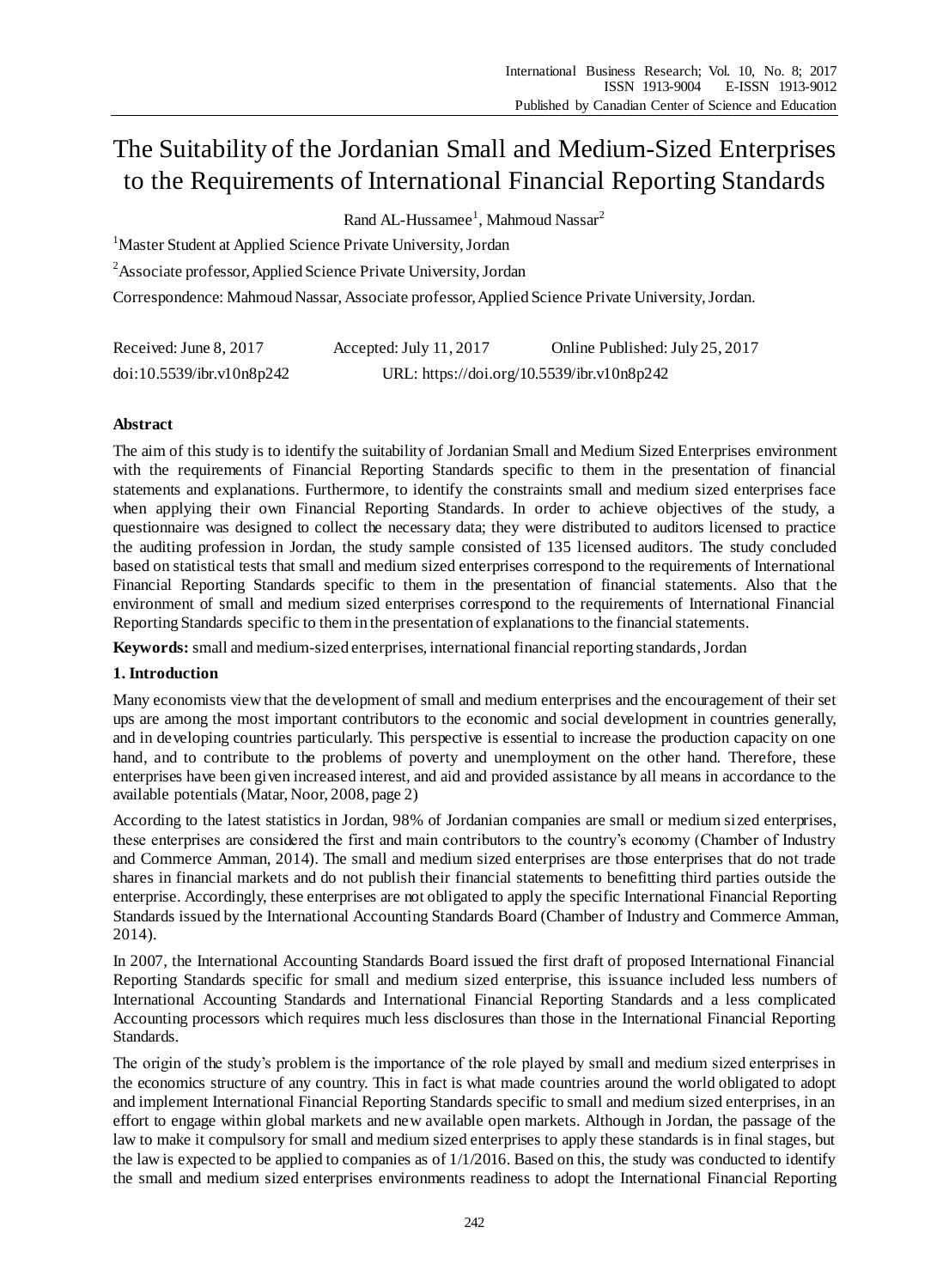# The Suitability of the Jordanian Small and Medium-Sized Enterprises to the Requirements of International Financial Reporting Standards

Rand AL-Hussamee[1], Mahmoud Nassar[2]

[1] Master Student at Applied Science Private University, Jordan

[2] Associate professor, Applied Science Private University, Jordan

Correspondence: Mahmoud Nassar, Associate professor, Applied Science Private University, Jordan.

Received: June 8, 2017 Accepted: July 11, 2017 Online Published: July 25, 2017

doi:10.5539/ibr.v10n8p242 URL: https://doi.org/10.5539/ibr.v10n8p242

## Abstract

The aim of this study is to identify the suitability of Jordanian Small and Medium Sized Enterprises environment with the requirements of Financial Reporting Standards specific to them in the presentation of financial statements and explanations. Furthermore, to identify the constraints small and medium sized enterprises face when applying their own Financial Reporting Standards. In order to achieve objectives of the study, a questionnaire was designed to collect the necessary data; they were distributed to auditors licensed to practice the auditing profession in Jordan, the study sample consisted of 135 licensed auditors. The study concluded based on statistical tests that small and medium sized enterprises correspond to the requirements of International Financial Reporting Standards specific to them in the presentation of financial statements. Also that the environment of small and medium sized enterprises correspond to the requirements of International Financial Reporting Standards specific to them in the presentation of explanations to the financial statements.

**Keywords:** small and medium-sized enterprises, international financial reporting standards, Jordan

## 1. Introduction

Many economists view that the development of small and medium enterprises and the encouragement of their set ups are among the most important contributors to the economic and social development in countries generally, and in developing countries particularly. This perspective is essential to increase the production capacity on one hand, and to contribute to the problems of poverty and unemployment on the other hand. Therefore, these enterprises have been given increased interest, and aid and provided assistance by all means in accordance to the available potentials (Matar, Noor, 2008, page 2)

According to the latest statistics in Jordan, 98% of Jordanian companies are small or medium sized enterprises, these enterprises are considered the first and main contributors to the country's economy (Chamber of Industry and Commerce Amman, 2014). The small and medium sized enterprises are those enterprises that do not trade shares in financial markets and do not publish their financial statements to benefitting third parties outside the enterprise. Accordingly, these enterprises are not obligated to apply the specific International Financial Reporting Standards issued by the International Accounting Standards Board (Chamber of Industry and Commerce Amman, 2014).

In 2007, the International Accounting Standards Board issued the first draft of proposed International Financial Reporting Standards specific for small and medium sized enterprise, this issuance included less numbers of International Accounting Standards and International Financial Reporting Standards and a less complicated Accounting processors which requires much less disclosures than those in the International Financial Reporting Standards.

The origin of the study's problem is the importance of the role played by small and medium sized enterprises in the economics structure of any country. This in fact is what made countries around the world obligated to adopt and implement International Financial Reporting Standards specific to small and medium sized enterprises, in an effort to engage within global markets and new available open markets. Although in Jordan, the passage of the law to make it compulsory for small and medium sized enterprises to apply these standards is in final stages, but the law is expected to be applied to companies as of 1/1/2016. Based on this, the study was conducted to identify the small and medium sized enterprises environments readiness to adopt the International Financial Reporting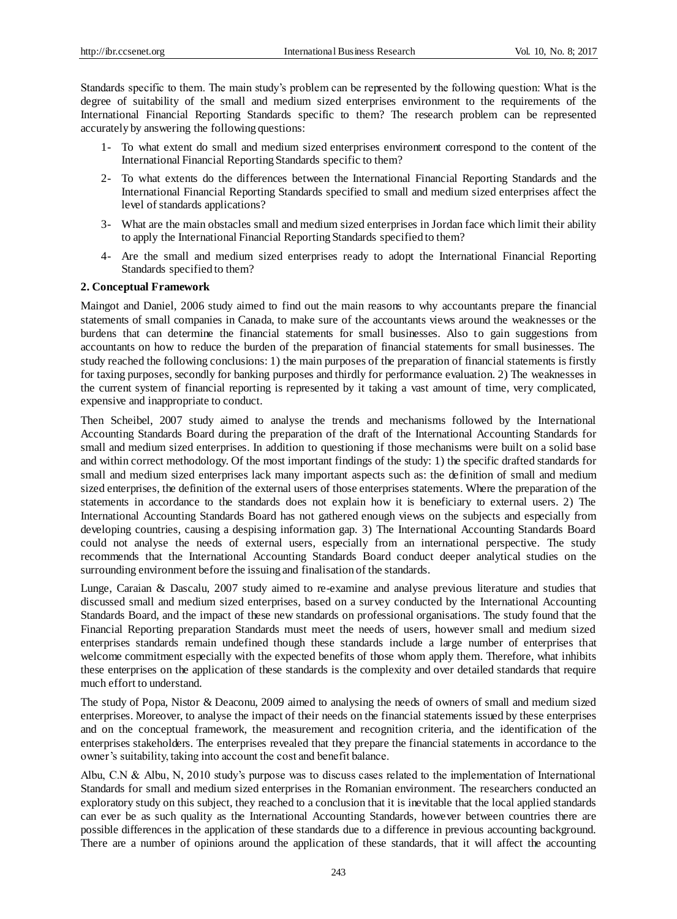Standards specific to them. The main study's problem can be represented by the following question: What is the degree of suitability of the small and medium sized enterprises environment to the requirements of the International Financial Reporting Standards specific to them? The research problem can be represented accurately by answering the following questions:

1- To what extent do small and medium sized enterprises environment correspond to the content of the International Financial Reporting Standards specific to them?

2- To what extents do the differences between the International Financial Reporting Standards and the International Financial Reporting Standards specified to small and medium sized enterprises affect the level of standards applications?

3- What are the main obstacles small and medium sized enterprises in Jordan face which limit their ability to apply the International Financial Reporting Standards specified to them?

4- Are the small and medium sized enterprises ready to adopt the International Financial Reporting Standards specified to them?

## 2. Conceptual Framework

Maingot and Daniel, 2006 study aimed to find out the main reasons to why accountants prepare the financial statements of small companies in Canada, to make sure of the accountants views around the weaknesses or the burdens that can determine the financial statements for small businesses. Also to gain suggestions from accountants on how to reduce the burden of the preparation of financial statements for small businesses. The study reached the following conclusions: 1) the main purposes of the preparation of financial statements is firstly for taxing purposes, secondly for banking purposes and thirdly for performance evaluation. 2) The weaknesses in the current system of financial reporting is represented by it taking a vast amount of time, very complicated, expensive and inappropriate to conduct.

Then Scheibel, 2007 study aimed to analyse the trends and mechanisms followed by the International Accounting Standards Board during the preparation of the draft of the International Accounting Standards for small and medium sized enterprises. In addition to questioning if those mechanisms were built on a solid base and within correct methodology. Of the most important findings of the study: 1) the specific drafted standards for small and medium sized enterprises lack many important aspects such as: the definition of small and medium sized enterprises, the definition of the external users of those enterprises statements. Where the preparation of the statements in accordance to the standards does not explain how it is beneficiary to external users. 2) The International Accounting Standards Board has not gathered enough views on the subjects and especially from developing countries, causing a despising information gap. 3) The International Accounting Standards Board could not analyse the needs of external users, especially from an international perspective. The study recommends that the International Accounting Standards Board conduct deeper analytical studies on the surrounding environment before the issuing and finalisation of the standards.

Lunge, Caraian & Dascalu, 2007 study aimed to re-examine and analyse previous literature and studies that discussed small and medium sized enterprises, based on a survey conducted by the International Accounting Standards Board, and the impact of these new standards on professional organisations. The study found that the Financial Reporting preparation Standards must meet the needs of users, however small and medium sized enterprises standards remain undefined though these standards include a large number of enterprises that welcome commitment especially with the expected benefits of those whom apply them. Therefore, what inhibits these enterprises on the application of these standards is the complexity and over detailed standards that require much effort to understand.

The study of Popa, Nistor & Deaconu, 2009 aimed to analysing the needs of owners of small and medium sized enterprises. Moreover, to analyse the impact of their needs on the financial statements issued by these enterprises and on the conceptual framework, the measurement and recognition criteria, and the identification of the enterprises stakeholders. The enterprises revealed that they prepare the financial statements in accordance to the owner's suitability, taking into account the cost and benefit balance.

Albu, C.N & Albu, N, 2010 study's purpose was to discuss cases related to the implementation of International Standards for small and medium sized enterprises in the Romanian environment. The researchers conducted an exploratory study on this subject, they reached to a conclusion that it is inevitable that the local applied standards can ever be as such quality as the International Accounting Standards, however between countries there are possible differences in the application of these standards due to a difference in previous accounting background. There are a number of opinions around the application of these standards, that it will affect the accounting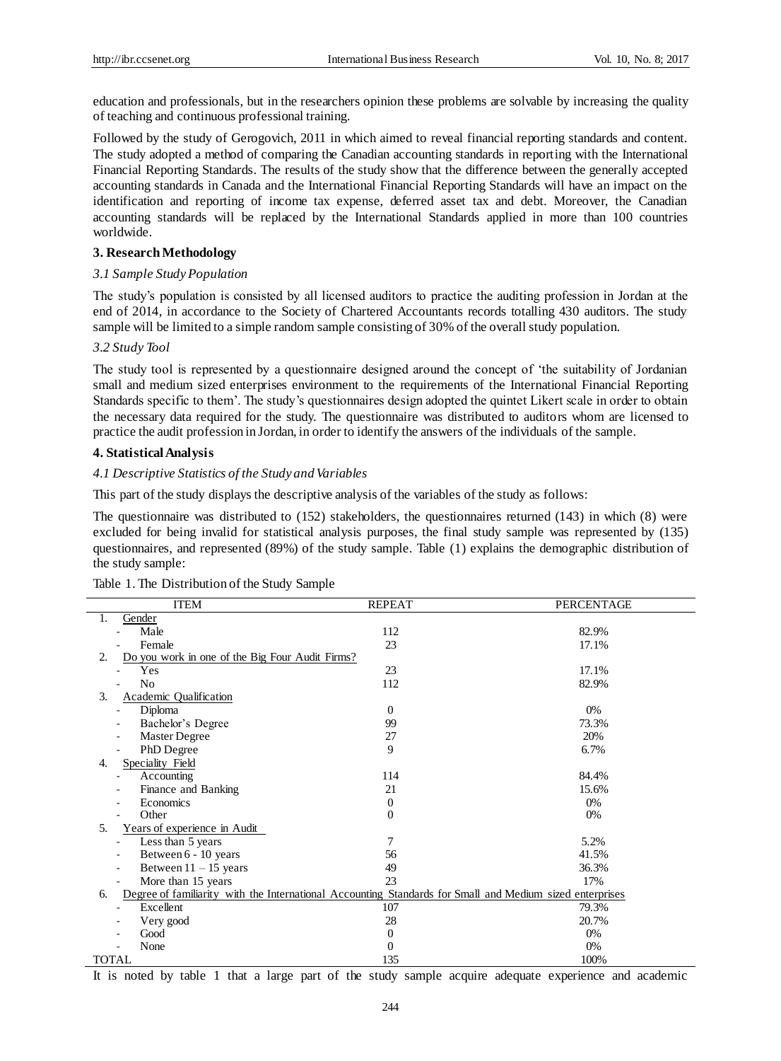education and professionals, but in the researchers opinion these problems are solvable by increasing the quality of teaching and continuous professional training.

Followed by the study of Gerogovich, 2011 in which aimed to reveal financial reporting standards and content. The study adopted a method of comparing the Canadian accounting standards in reporting with the International Financial Reporting Standards. The results of the study show that the difference between the generally accepted accounting standards in Canada and the International Financial Reporting Standards will have an impact on the identification and reporting of income tax expense, deferred asset tax and debt. Moreover, the Canadian accounting standards will be replaced by the International Standards applied in more than 100 countries worldwide.

## 3. Research Methodology

### *3.1 Sample Study Population*

The study's population is consisted by all licensed auditors to practice the auditing profession in Jordan at the end of 2014, in accordance to the Society of Chartered Accountants records totalling 430 auditors. The study sample will be limited to a simple random sample consisting of 30% of the overall study population.

### *3.2 Study Tool*

The study tool is represented by a questionnaire designed around the concept of 'the suitability of Jordanian small and medium sized enterprises environment to the requirements of the International Financial Reporting Standards specific to them'. The study's questionnaires design adopted the quintet Likert scale in order to obtain the necessary data required for the study. The questionnaire was distributed to auditors whom are licensed to practice the audit profession in Jordan, in order to identify the answers of the individuals of the sample.

## 4. Statistical Analysis

### *4.1 Descriptive Statistics of the Study and Variables*

This part of the study displays the descriptive analysis of the variables of the study as follows:

The questionnaire was distributed to (152) stakeholders, the questionnaires returned (143) in which (8) were excluded for being invalid for statistical analysis purposes, the final study sample was represented by (135) questionnaires, and represented (89%) of the study sample. Table (1) explains the demographic distribution of the study sample:

Table 1. The Distribution of the Study Sample

| ITEM | REPEAT | PERCENTAGE |
|---|---|---|
| 1. Gender | | |
| - Male | 112 | 82.9% |
| - Female | 23 | 17.1% |
| 2. Do you work in one of the Big Four Audit Firms? | | |
| - Yes | 23 | 17.1% |
| - No | 112 | 82.9% |
| 3. Academic Qualification | | |
| - Diploma | 0 | 0% |
| - Bachelor's Degree | 99 | 73.3% |
| - Master Degree | 27 | 20% |
| - PhD Degree | 9 | 6.7% |
| 4. Speciality Field | | |
| - Accounting | 114 | 84.4% |
| - Finance and Banking | 21 | 15.6% |
| - Economics | 0 | 0% |
| - Other | 0 | 0% |
| 5. Years of experience in Audit | | |
| - Less than 5 years | 7 | 5.2% |
| - Between 6 - 10 years | 56 | 41.5% |
| - Between 11 – 15 years | 49 | 36.3% |
| - More than 15 years | 23 | 17% |
| 6. Degree of familiarity with the International Accounting Standards for Small and Medium sized enterprises | | |
| - Excellent | 107 | 79.3% |
| - Very good | 28 | 20.7% |
| - Good | 0 | 0% |
| - None | 0 | 0% |
| TOTAL | 135 | 100% |

It is noted by table 1 that a large part of the study sample acquire adequate experience and academic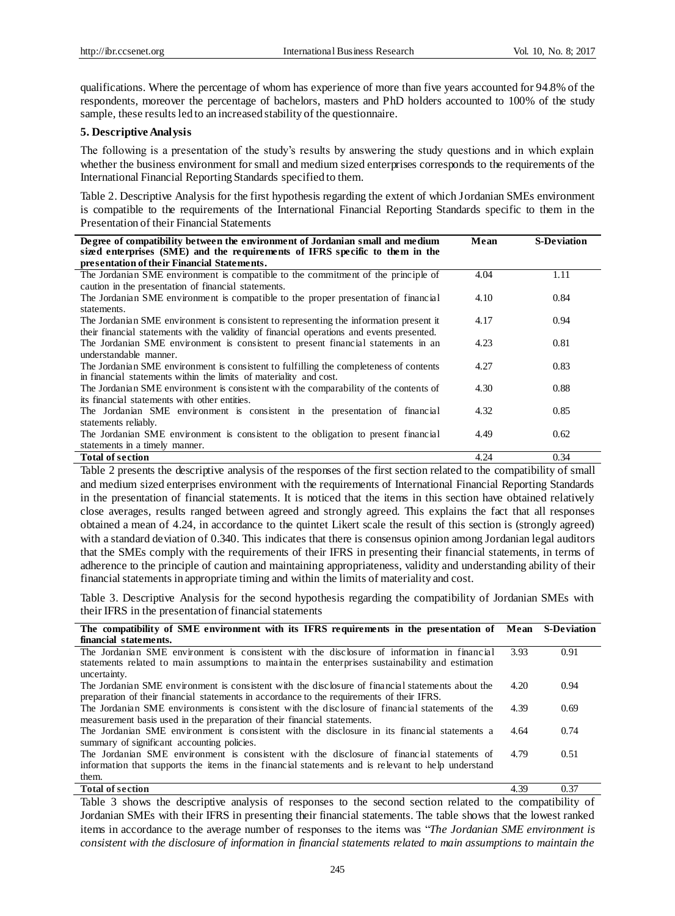qualifications. Where the percentage of whom has experience of more than five years accounted for 94.8% of the respondents, moreover the percentage of bachelors, masters and PhD holders accounted to 100% of the study sample, these results led to an increased stability of the questionnaire.

**5. Descriptive Analysis**

The following is a presentation of the study's results by answering the study questions and in which explain whether the business environment for small and medium sized enterprises corresponds to the requirements of the International Financial Reporting Standards specified to them.

Table 2. Descriptive Analysis for the first hypothesis regarding the extent of which Jordanian SMEs environment is compatible to the requirements of the International Financial Reporting Standards specific to them in the Presentation of their Financial Statements

| Degree of compatibility between the environment of Jordanian small and medium sized enterprises (SME) and the requirements of IFRS specific to them in the presentation of their Financial Statements. | Mean | S-Deviation |
|---|---|---|
| The Jordanian SME environment is compatible to the commitment of the principle of caution in the presentation of financial statements. | 4.04 | 1.11 |
| The Jordanian SME environment is compatible to the proper presentation of financial statements. | 4.10 | 0.84 |
| The Jordanian SME environment is consistent to representing the information present it their financial statements with the validity of financial operations and events presented. | 4.17 | 0.94 |
| The Jordanian SME environment is consistent to present financial statements in an understandable manner. | 4.23 | 0.81 |
| The Jordanian SME environment is consistent to fulfilling the completeness of contents in financial statements within the limits of materiality and cost. | 4.27 | 0.83 |
| The Jordanian SME environment is consistent with the comparability of the contents of its financial statements with other entities. | 4.30 | 0.88 |
| The Jordanian SME environment is consistent in the presentation of financial statements reliably. | 4.32 | 0.85 |
| The Jordanian SME environment is consistent to the obligation to present financial statements in a timely manner. | 4.49 | 0.62 |
| **Total of section** | 4.24 | 0.34 |

Table 2 presents the descriptive analysis of the responses of the first section related to the compatibility of small and medium sized enterprises environment with the requirements of International Financial Reporting Standards in the presentation of financial statements. It is noticed that the items in this section have obtained relatively close averages, results ranged between agreed and strongly agreed. This explains the fact that all responses obtained a mean of 4.24, in accordance to the quintet Likert scale the result of this section is (strongly agreed) with a standard deviation of 0.340. This indicates that there is consensus opinion among Jordanian legal auditors that the SMEs comply with the requirements of their IFRS in presenting their financial statements, in terms of adherence to the principle of caution and maintaining appropriateness, validity and understanding ability of their financial statements in appropriate timing and within the limits of materiality and cost.

Table 3. Descriptive Analysis for the second hypothesis regarding the compatibility of Jordanian SMEs with their IFRS in the presentation of financial statements

| The compatibility of SME environment with its IFRS requirements in the presentation of financial statements. | Mean | S-Deviation |
|---|---|---|
| The Jordanian SME environment is consistent with the disclosure of information in financial statements related to main assumptions to maintain the enterprises sustainability and estimation uncertainty. | 3.93 | 0.91 |
| The Jordanian SME environment is consistent with the disclosure of financial statements about the preparation of their financial statements in accordance to the requirements of their IFRS. | 4.20 | 0.94 |
| The Jordanian SME environments is consistent with the disclosure of financial statements of the measurement basis used in the preparation of their financial statements. | 4.39 | 0.69 |
| The Jordanian SME environment is consistent with the disclosure in its financial statements a summary of significant accounting policies. | 4.64 | 0.74 |
| The Jordanian SME environment is consistent with the disclosure of financial statements of information that supports the items in the financial statements and is relevant to help understand them. | 4.79 | 0.51 |
| **Total of section** | 4.39 | 0.37 |

Table 3 shows the descriptive analysis of responses to the second section related to the compatibility of Jordanian SMEs with their IFRS in presenting their financial statements. The table shows that the lowest ranked items in accordance to the average number of responses to the items was "*The Jordanian SME environment is consistent with the disclosure of information in financial statements related to main assumptions to maintain the*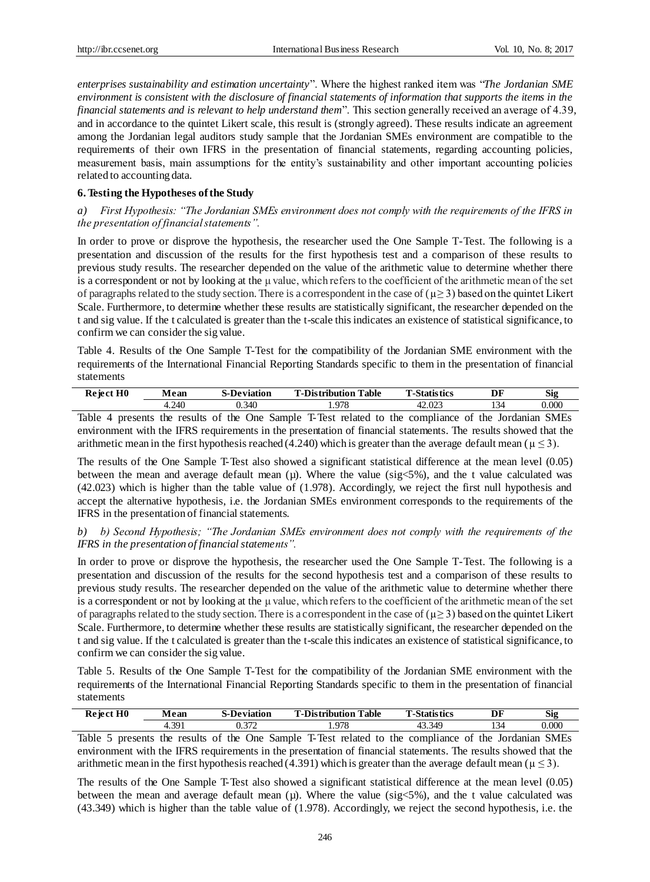*enterprises sustainability and estimation uncertainty*". Where the highest ranked item was "*The Jordanian SME environment is consistent with the disclosure of financial statements of information that supports the items in the financial statements and is relevant to help understand them*". This section generally received an average of 4.39, and in accordance to the quintet Likert scale, this result is (strongly agreed). These results indicate an agreement among the Jordanian legal auditors study sample that the Jordanian SMEs environment are compatible to the requirements of their own IFRS in the presentation of financial statements, regarding accounting policies, measurement basis, main assumptions for the entity's sustainability and other important accounting policies related to accounting data.

## 6. Testing the Hypotheses of the Study

*a) First Hypothesis: "The Jordanian SMEs environment does not comply with the requirements of the IFRS in the presentation of financial statements".*

In order to prove or disprove the hypothesis, the researcher used the One Sample T-Test. The following is a presentation and discussion of the results for the first hypothesis test and a comparison of these results to previous study results. The researcher depended on the value of the arithmetic value to determine whether there is a correspondent or not by looking at the µ value, which refers to the coefficient of the arithmetic mean of the set of paragraphs related to the study section. There is a correspondent in the case of ($\mu \geq 3$) based on the quintet Likert Scale. Furthermore, to determine whether these results are statistically significant, the researcher depended on the t and sig value. If the t calculated is greater than the t-scale this indicates an existence of statistical significance, to confirm we can consider the sig value.

Table 4. Results of the One Sample T-Test for the compatibility of the Jordanian SME environment with the requirements of the International Financial Reporting Standards specific to them in the presentation of financial statements

| Reject H0 | Mean | S-Deviation | T-Distribution Table | T-Statistics | DF | Sig |
|---|---|---|---|---|---|---|
| | 4.240 | 0.340 | 1.978 | 42.023 | 134 | 0.000 |

Table 4 presents the results of the One Sample T-Test related to the compliance of the Jordanian SMEs environment with the IFRS requirements in the presentation of financial statements. The results showed that the arithmetic mean in the first hypothesis reached (4.240) which is greater than the average default mean ($\mu \leq 3$).

The results of the One Sample T-Test also showed a significant statistical difference at the mean level (0.05) between the mean and average default mean (µ). Where the value (sig<5%), and the t value calculated was (42.023) which is higher than the table value of (1.978). Accordingly, we reject the first null hypothesis and accept the alternative hypothesis, i.e. the Jordanian SMEs environment corresponds to the requirements of the IFRS in the presentation of financial statements.

*b) b) Second Hypothesis; "The Jordanian SMEs environment does not comply with the requirements of the IFRS in the presentation of financial statements".*

In order to prove or disprove the hypothesis, the researcher used the One Sample T-Test. The following is a presentation and discussion of the results for the second hypothesis test and a comparison of these results to previous study results. The researcher depended on the value of the arithmetic value to determine whether there is a correspondent or not by looking at the µ value, which refers to the coefficient of the arithmetic mean of the set of paragraphs related to the study section. There is a correspondent in the case of ($\mu \geq 3$) based on the quintet Likert Scale. Furthermore, to determine whether these results are statistically significant, the researcher depended on the t and sig value. If the t calculated is greater than the t-scale this indicates an existence of statistical significance, to confirm we can consider the sig value.

Table 5. Results of the One Sample T-Test for the compatibility of the Jordanian SME environment with the requirements of the International Financial Reporting Standards specific to them in the presentation of financial statements

| Reject H0 | Mean | S-Deviation | T-Distribution Table | T-Statistics | DF | Sig |
|---|---|---|---|---|---|---|
| | 4.391 | 0.372 | 1.978 | 43.349 | 134 | 0.000 |

Table 5 presents the results of the One Sample T-Test related to the compliance of the Jordanian SMEs environment with the IFRS requirements in the presentation of financial statements. The results showed that the arithmetic mean in the first hypothesis reached (4.391) which is greater than the average default mean ($\mu \leq 3$).

The results of the One Sample T-Test also showed a significant statistical difference at the mean level (0.05) between the mean and average default mean (µ). Where the value (sig<5%), and the t value calculated was (43.349) which is higher than the table value of (1.978). Accordingly, we reject the second hypothesis, i.e. the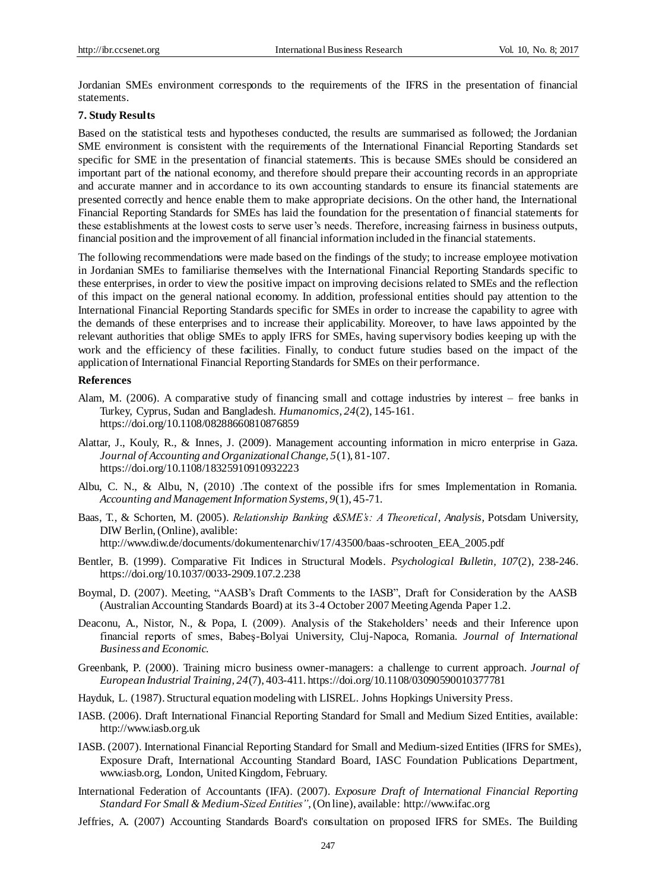Jordanian SMEs environment corresponds to the requirements of the IFRS in the presentation of financial statements.

## 7. Study Results

Based on the statistical tests and hypotheses conducted, the results are summarised as followed; the Jordanian SME environment is consistent with the requirements of the International Financial Reporting Standards set specific for SME in the presentation of financial statements. This is because SMEs should be considered an important part of the national economy, and therefore should prepare their accounting records in an appropriate and accurate manner and in accordance to its own accounting standards to ensure its financial statements are presented correctly and hence enable them to make appropriate decisions. On the other hand, the International Financial Reporting Standards for SMEs has laid the foundation for the presentation of financial statements for these establishments at the lowest costs to serve user's needs. Therefore, increasing fairness in business outputs, financial position and the improvement of all financial information included in the financial statements.

The following recommendations were made based on the findings of the study; to increase employee motivation in Jordanian SMEs to familiarise themselves with the International Financial Reporting Standards specific to these enterprises, in order to view the positive impact on improving decisions related to SMEs and the reflection of this impact on the general national economy. In addition, professional entities should pay attention to the International Financial Reporting Standards specific for SMEs in order to increase the capability to agree with the demands of these enterprises and to increase their applicability. Moreover, to have laws appointed by the relevant authorities that oblige SMEs to apply IFRS for SMEs, having supervisory bodies keeping up with the work and the efficiency of these facilities. Finally, to conduct future studies based on the impact of the application of International Financial Reporting Standards for SMEs on their performance.

## References

Alam, M. (2006). A comparative study of financing small and cottage industries by interest – free banks in Turkey, Cyprus, Sudan and Bangladesh. *Humanomics, 24*(2), 145-161. https://doi.org/10.1108/08288660810876859

Alattar, J., Kouly, R., & Innes, J. (2009). Management accounting information in micro enterprise in Gaza. *Journal of Accounting and Organizational Change, 5*(1), 81-107. https://doi.org/10.1108/18325910910932223

Albu, C. N., & Albu, N, (2010) .The context of the possible ifrs for smes Implementation in Romania. *Accounting and Management Information Systems, 9*(1), 45-71.

Baas, T., & Schorten, M. (2005). *Relationship Banking &SME's: A Theoretical, Analysis,* Potsdam University, DIW Berlin, (Online), avalible: http://www.diw.de/documents/dokumentenarchiv/17/43500/baas-schrooten_EEA_2005.pdf

Bentler, B. (1999). Comparative Fit Indices in Structural Models. *Psychological Bulletin, 107*(2), 238-246. https://doi.org/10.1037/0033-2909.107.2.238

Boymal, D. (2007). Meeting, "AASB's Draft Comments to the IASB", Draft for Consideration by the AASB (Australian Accounting Standards Board) at its 3-4 October 2007 Meeting Agenda Paper 1.2.

Deaconu, A., Nistor, N., & Popa, I. (2009). Analysis of the Stakeholders' needs and their Inference upon financial reports of smes, Babeş-Bolyai University, Cluj-Napoca, Romania. *Journal of International Business and Economic.*

Greenbank, P. (2000). Training micro business owner-managers: a challenge to current approach. *Journal of European Industrial Training, 24*(7), 403-411. https://doi.org/10.1108/03090590010377781

Hayduk, L. (1987). Structural equation modeling with LISREL. Johns Hopkings University Press.

IASB. (2006). Draft International Financial Reporting Standard for Small and Medium Sized Entities, available: http://www.iasb.org.uk

IASB. (2007). International Financial Reporting Standard for Small and Medium-sized Entities (IFRS for SMEs), Exposure Draft, International Accounting Standard Board, IASC Foundation Publications Department, www.iasb.org, London, United Kingdom, February.

International Federation of Accountants (IFA). (2007). *Exposure Draft of International Financial Reporting Standard For Small & Medium-Sized Entities"*, (On line), available: http://www.ifac.org

Jeffries, A. (2007) Accounting Standards Board's consultation on proposed IFRS for SMEs. The Building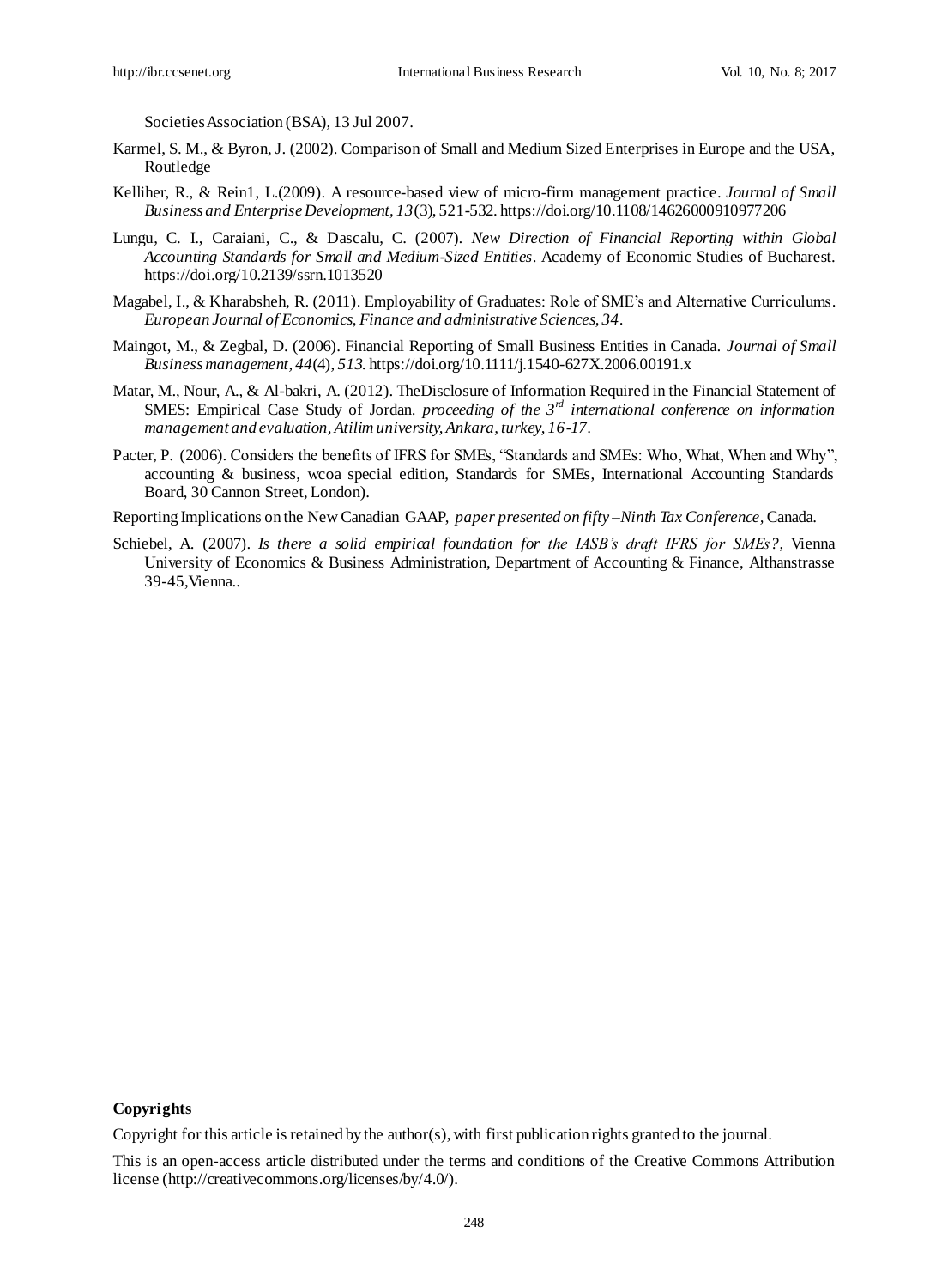Societies Association (BSA), 13 Jul 2007.

Karmel, S. M., & Byron, J. (2002). Comparison of Small and Medium Sized Enterprises in Europe and the USA, Routledge

Kelliher, R., & Rein1, L.(2009). A resource-based view of micro-firm management practice. *Journal of Small Business and Enterprise Development, 13*(3), 521-532. https://doi.org/10.1108/14626000910977206

Lungu, C. I., Caraiani, C., & Dascalu, C. (2007). *New Direction of Financial Reporting within Global Accounting Standards for Small and Medium-Sized Entities*. Academy of Economic Studies of Bucharest. https://doi.org/10.2139/ssrn.1013520

Magabel, I., & Kharabsheh, R. (2011). Employability of Graduates: Role of SME's and Alternative Curriculums. *European Journal of Economics, Finance and administrative Sciences, 34*.

Maingot, M., & Zegbal, D. (2006). Financial Reporting of Small Business Entities in Canada. *Journal of Small Business management, 44*(4), *513*. https://doi.org/10.1111/j.1540-627X.2006.00191.x

Matar, M., Nour, A., & Al-bakri, A. (2012). TheDisclosure of Information Required in the Financial Statement of SMES: Empirical Case Study of Jordan. *proceeding of the 3rd international conference on information management and evaluation, Atilim university, Ankara, turkey, 16-17*.

Pacter, P. (2006). Considers the benefits of IFRS for SMEs, "Standards and SMEs: Who, What, When and Why", accounting & business, wcoa special edition, Standards for SMEs, International Accounting Standards Board, 30 Cannon Street, London).

Reporting Implications on the New Canadian GAAP, *paper presented on fifty –Ninth Tax Conference*, Canada.

Schiebel, A. (2007). *Is there a solid empirical foundation for the IASB's draft IFRS for SMEs?*, Vienna University of Economics & Business Administration, Department of Accounting & Finance, Althanstrasse 39-45,Vienna..

**Copyrights**

Copyright for this article is retained by the author(s), with first publication rights granted to the journal.

This is an open-access article distributed under the terms and conditions of the Creative Commons Attribution license (http://creativecommons.org/licenses/by/4.0/).